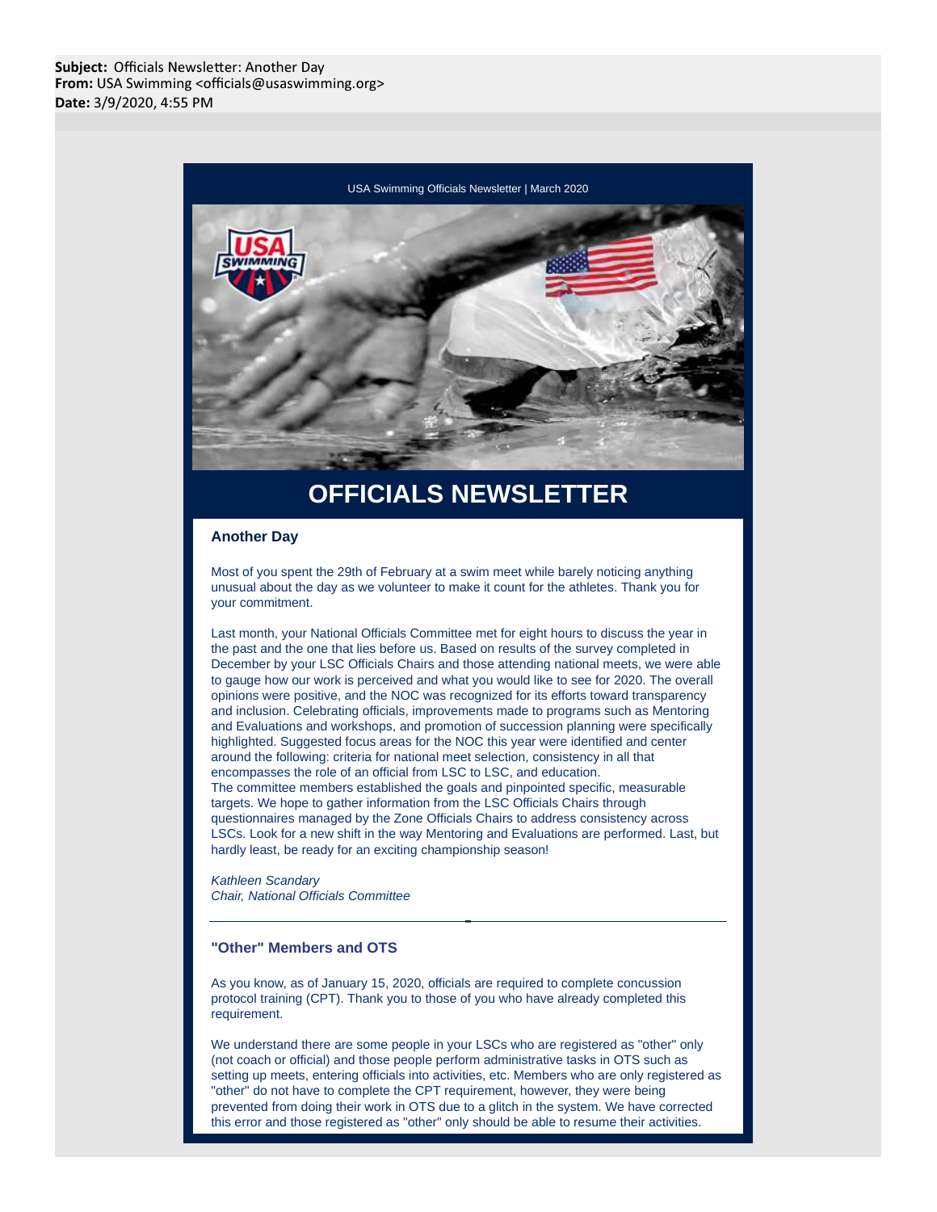**Subject:** Officials Newsletter: Another Day
**From:** USA Swimming <officials@usaswimming.org>
**Date:** 3/9/2020, 4:55 PM

USA Swimming Officials Newsletter | March 2020

# OFFICIALS NEWSLETTER

### Another Day

Most of you spent the 29th of February at a swim meet while barely noticing anything unusual about the day as we volunteer to make it count for the athletes. Thank you for your commitment.

Last month, your National Officials Committee met for eight hours to discuss the year in the past and the one that lies before us. Based on results of the survey completed in December by your LSC Officials Chairs and those attending national meets, we were able to gauge how our work is perceived and what you would like to see for 2020. The overall opinions were positive, and the NOC was recognized for its efforts toward transparency and inclusion. Celebrating officials, improvements made to programs such as Mentoring and Evaluations and workshops, and promotion of succession planning were specifically highlighted. Suggested focus areas for the NOC this year were identified and center around the following: criteria for national meet selection, consistency in all that encompasses the role of an official from LSC to LSC, and education.
The committee members established the goals and pinpointed specific, measurable targets. We hope to gather information from the LSC Officials Chairs through questionnaires managed by the Zone Officials Chairs to address consistency across LSCs. Look for a new shift in the way Mentoring and Evaluations are performed. Last, but hardly least, be ready for an exciting championship season!

*Kathleen Scandary*
*Chair, National Officials Committee*

---

### "Other" Members and OTS

As you know, as of January 15, 2020, officials are required to complete concussion protocol training (CPT). Thank you to those of you who have already completed this requirement.

We understand there are some people in your LSCs who are registered as "other" only (not coach or official) and those people perform administrative tasks in OTS such as setting up meets, entering officials into activities, etc. Members who are only registered as "other" do not have to complete the CPT requirement, however, they were being prevented from doing their work in OTS due to a glitch in the system. We have corrected this error and those registered as "other" only should be able to resume their activities.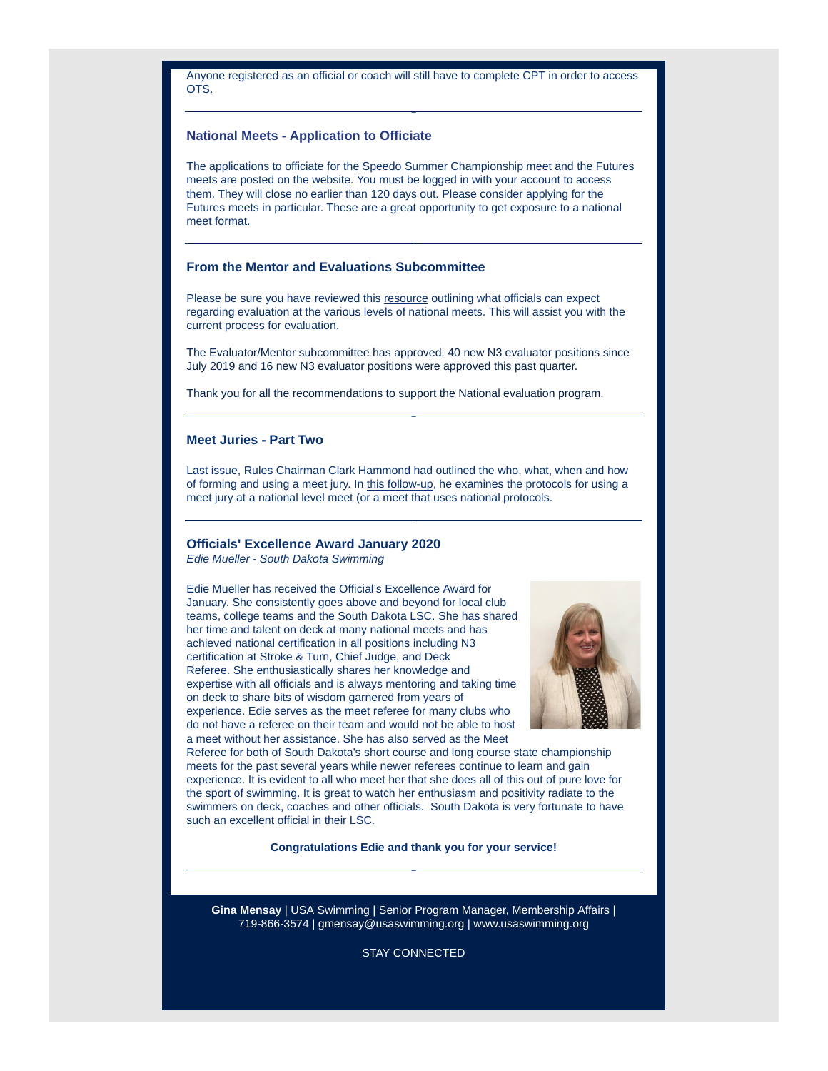Anyone registered as an official or coach will still have to complete CPT in order to access OTS.

---

### National Meets - Application to Officiate

The applications to officiate for the Speedo Summer Championship meet and the Futures meets are posted on the website. You must be logged in with your account to access them. They will close no earlier than 120 days out. Please consider applying for the Futures meets in particular. These are a great opportunity to get exposure to a national meet format.

---

### From the Mentor and Evaluations Subcommittee

Please be sure you have reviewed this resource outlining what officials can expect regarding evaluation at the various levels of national meets. This will assist you with the current process for evaluation.

The Evaluator/Mentor subcommittee has approved: 40 new N3 evaluator positions since July 2019 and 16 new N3 evaluator positions were approved this past quarter.

Thank you for all the recommendations to support the National evaluation program.

---

### Meet Juries - Part Two

Last issue, Rules Chairman Clark Hammond had outlined the who, what, when and how of forming and using a meet jury. In this follow-up, he examines the protocols for using a meet jury at a national level meet (or a meet that uses national protocols.

---

### Officials' Excellence Award January 2020

*Edie Mueller - South Dakota Swimming*

Edie Mueller has received the Official's Excellence Award for January. She consistently goes above and beyond for local club teams, college teams and the South Dakota LSC. She has shared her time and talent on deck at many national meets and has achieved national certification in all positions including N3 certification at Stroke & Turn, Chief Judge, and Deck Referee. She enthusiastically shares her knowledge and expertise with all officials and is always mentoring and taking time on deck to share bits of wisdom garnered from years of experience. Edie serves as the meet referee for many clubs who do not have a referee on their team and would not be able to host a meet without her assistance. She has also served as the Meet Referee for both of South Dakota's short course and long course state championship meets for the past several years while newer referees continue to learn and gain experience. It is evident to all who meet her that she does all of this out of pure love for the sport of swimming. It is great to watch her enthusiasm and positivity radiate to the swimmers on deck, coaches and other officials. South Dakota is very fortunate to have such an excellent official in their LSC.

**Congratulations Edie and thank you for your service!**

---

**Gina Mensay** | USA Swimming | Senior Program Manager, Membership Affairs | 719-866-3574 | gmensay@usaswimming.org | www.usaswimming.org

STAY CONNECTED